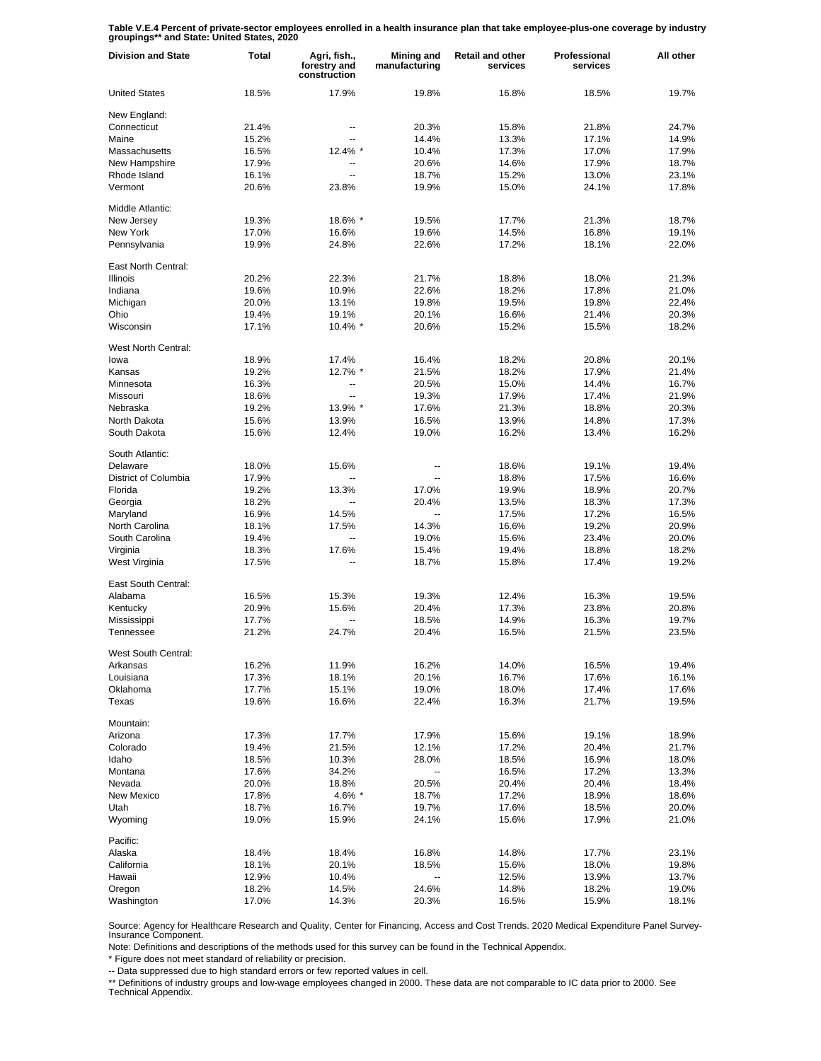**Table V.E.4 Percent of private-sector employees enrolled in a health insurance plan that take employee-plus-one coverage by industry groupings** and State: United States, 2020**

| Division and State | Total | Agri, fish., forestry and construction | Mining and manufacturing | Retail and other services | Professional services | All other |
|---|---|---|---|---|---|---|
| United States | 18.5% | 17.9% | 19.8% | 16.8% | 18.5% | 19.7% |
| New England: | | | | | | |
| Connecticut | 21.4% | -- | 20.3% | 15.8% | 21.8% | 24.7% |
| Maine | 15.2% | -- | 14.4% | 13.3% | 17.1% | 14.9% |
| Massachusetts | 16.5% | 12.4% * | 10.4% | 17.3% | 17.0% | 17.9% |
| New Hampshire | 17.9% | -- | 20.6% | 14.6% | 17.9% | 18.7% |
| Rhode Island | 16.1% | -- | 18.7% | 15.2% | 13.0% | 23.1% |
| Vermont | 20.6% | 23.8% | 19.9% | 15.0% | 24.1% | 17.8% |
| Middle Atlantic: | | | | | | |
| New Jersey | 19.3% | 18.6% * | 19.5% | 17.7% | 21.3% | 18.7% |
| New York | 17.0% | 16.6% | 19.6% | 14.5% | 16.8% | 19.1% |
| Pennsylvania | 19.9% | 24.8% | 22.6% | 17.2% | 18.1% | 22.0% |
| East North Central: | | | | | | |
| Illinois | 20.2% | 22.3% | 21.7% | 18.8% | 18.0% | 21.3% |
| Indiana | 19.6% | 10.9% | 22.6% | 18.2% | 17.8% | 21.0% |
| Michigan | 20.0% | 13.1% | 19.8% | 19.5% | 19.8% | 22.4% |
| Ohio | 19.4% | 19.1% | 20.1% | 16.6% | 21.4% | 20.3% |
| Wisconsin | 17.1% | 10.4% * | 20.6% | 15.2% | 15.5% | 18.2% |
| West North Central: | | | | | | |
| Iowa | 18.9% | 17.4% | 16.4% | 18.2% | 20.8% | 20.1% |
| Kansas | 19.2% | 12.7% * | 21.5% | 18.2% | 17.9% | 21.4% |
| Minnesota | 16.3% | -- | 20.5% | 15.0% | 14.4% | 16.7% |
| Missouri | 18.6% | -- | 19.3% | 17.9% | 17.4% | 21.9% |
| Nebraska | 19.2% | 13.9% * | 17.6% | 21.3% | 18.8% | 20.3% |
| North Dakota | 15.6% | 13.9% | 16.5% | 13.9% | 14.8% | 17.3% |
| South Dakota | 15.6% | 12.4% | 19.0% | 16.2% | 13.4% | 16.2% |
| South Atlantic: | | | | | | |
| Delaware | 18.0% | 15.6% | -- | 18.6% | 19.1% | 19.4% |
| District of Columbia | 17.9% | -- | -- | 18.8% | 17.5% | 16.6% |
| Florida | 19.2% | 13.3% | 17.0% | 19.9% | 18.9% | 20.7% |
| Georgia | 18.2% | -- | 20.4% | 13.5% | 18.3% | 17.3% |
| Maryland | 16.9% | 14.5% | -- | 17.5% | 17.2% | 16.5% |
| North Carolina | 18.1% | 17.5% | 14.3% | 16.6% | 19.2% | 20.9% |
| South Carolina | 19.4% | -- | 19.0% | 15.6% | 23.4% | 20.0% |
| Virginia | 18.3% | 17.6% | 15.4% | 19.4% | 18.8% | 18.2% |
| West Virginia | 17.5% | -- | 18.7% | 15.8% | 17.4% | 19.2% |
| East South Central: | | | | | | |
| Alabama | 16.5% | 15.3% | 19.3% | 12.4% | 16.3% | 19.5% |
| Kentucky | 20.9% | 15.6% | 20.4% | 17.3% | 23.8% | 20.8% |
| Mississippi | 17.7% | -- | 18.5% | 14.9% | 16.3% | 19.7% |
| Tennessee | 21.2% | 24.7% | 20.4% | 16.5% | 21.5% | 23.5% |
| West South Central: | | | | | | |
| Arkansas | 16.2% | 11.9% | 16.2% | 14.0% | 16.5% | 19.4% |
| Louisiana | 17.3% | 18.1% | 20.1% | 16.7% | 17.6% | 16.1% |
| Oklahoma | 17.7% | 15.1% | 19.0% | 18.0% | 17.4% | 17.6% |
| Texas | 19.6% | 16.6% | 22.4% | 16.3% | 21.7% | 19.5% |
| Mountain: | | | | | | |
| Arizona | 17.3% | 17.7% | 17.9% | 15.6% | 19.1% | 18.9% |
| Colorado | 19.4% | 21.5% | 12.1% | 17.2% | 20.4% | 21.7% |
| Idaho | 18.5% | 10.3% | 28.0% | 18.5% | 16.9% | 18.0% |
| Montana | 17.6% | 34.2% | -- | 16.5% | 17.2% | 13.3% |
| Nevada | 20.0% | 18.8% | 20.5% | 20.4% | 20.4% | 18.4% |
| New Mexico | 17.8% | 4.6% * | 18.7% | 17.2% | 18.9% | 18.6% |
| Utah | 18.7% | 16.7% | 19.7% | 17.6% | 18.5% | 20.0% |
| Wyoming | 19.0% | 15.9% | 24.1% | 15.6% | 17.9% | 21.0% |
| Pacific: | | | | | | |
| Alaska | 18.4% | 18.4% | 16.8% | 14.8% | 17.7% | 23.1% |
| California | 18.1% | 20.1% | 18.5% | 15.6% | 18.0% | 19.8% |
| Hawaii | 12.9% | 10.4% | -- | 12.5% | 13.9% | 13.7% |
| Oregon | 18.2% | 14.5% | 24.6% | 14.8% | 18.2% | 19.0% |
| Washington | 17.0% | 14.3% | 20.3% | 16.5% | 15.9% | 18.1% |

Source: Agency for Healthcare Research and Quality, Center for Financing, Access and Cost Trends. 2020 Medical Expenditure Panel Survey-Insurance Component.

Note: Definitions and descriptions of the methods used for this survey can be found in the Technical Appendix.

* Figure does not meet standard of reliability or precision.

-- Data suppressed due to high standard errors or few reported values in cell.

** Definitions of industry groups and low-wage employees changed in 2000. These data are not comparable to IC data prior to 2000. See Technical Appendix.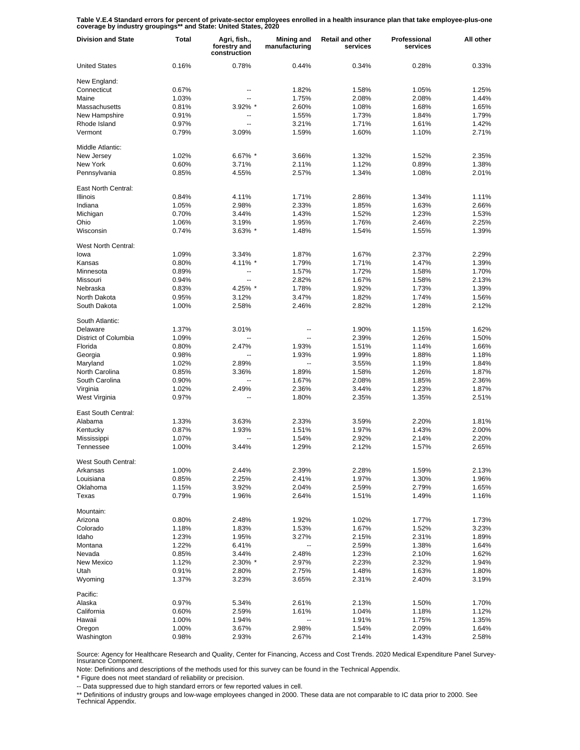**Table V.E.4 Standard errors for percent of private-sector employees enrolled in a health insurance plan that take employee-plus-one coverage by industry groupings** and State: United States, 2020**

| Division and State | Total | Agri, fish., forestry and construction | Mining and manufacturing | Retail and other services | Professional services | All other |
|---|---|---|---|---|---|---|
| United States | 0.16% | 0.78% | 0.44% | 0.34% | 0.28% | 0.33% |
| New England: | | | | | | |
| Connecticut | 0.67% | -- | 1.82% | 1.58% | 1.05% | 1.25% |
| Maine | 1.03% | -- | 1.75% | 2.08% | 2.08% | 1.44% |
| Massachusetts | 0.81% | 3.92% * | 2.60% | 1.08% | 1.68% | 1.65% |
| New Hampshire | 0.91% | -- | 1.55% | 1.73% | 1.84% | 1.79% |
| Rhode Island | 0.97% | -- | 3.21% | 1.71% | 1.61% | 1.42% |
| Vermont | 0.79% | 3.09% | 1.59% | 1.60% | 1.10% | 2.71% |
| Middle Atlantic: | | | | | | |
| New Jersey | 1.02% | 6.67% * | 3.66% | 1.32% | 1.52% | 2.35% |
| New York | 0.60% | 3.71% | 2.11% | 1.12% | 0.89% | 1.38% |
| Pennsylvania | 0.85% | 4.55% | 2.57% | 1.34% | 1.08% | 2.01% |
| East North Central: | | | | | | |
| Illinois | 0.84% | 4.11% | 1.71% | 2.86% | 1.34% | 1.11% |
| Indiana | 1.05% | 2.98% | 2.33% | 1.85% | 1.63% | 2.66% |
| Michigan | 0.70% | 3.44% | 1.43% | 1.52% | 1.23% | 1.53% |
| Ohio | 1.06% | 3.19% | 1.95% | 1.76% | 2.46% | 2.25% |
| Wisconsin | 0.74% | 3.63% * | 1.48% | 1.54% | 1.55% | 1.39% |
| West North Central: | | | | | | |
| Iowa | 1.09% | 3.34% | 1.87% | 1.67% | 2.37% | 2.29% |
| Kansas | 0.80% | 4.11% * | 1.79% | 1.71% | 1.47% | 1.39% |
| Minnesota | 0.89% | -- | 1.57% | 1.72% | 1.58% | 1.70% |
| Missouri | 0.94% | -- | 2.82% | 1.67% | 1.58% | 2.13% |
| Nebraska | 0.83% | 4.25% * | 1.78% | 1.92% | 1.73% | 1.39% |
| North Dakota | 0.95% | 3.12% | 3.47% | 1.82% | 1.74% | 1.56% |
| South Dakota | 1.00% | 2.58% | 2.46% | 2.82% | 1.28% | 2.12% |
| South Atlantic: | | | | | | |
| Delaware | 1.37% | 3.01% | -- | 1.90% | 1.15% | 1.62% |
| District of Columbia | 1.09% | -- | -- | 2.39% | 1.26% | 1.50% |
| Florida | 0.80% | 2.47% | 1.93% | 1.51% | 1.14% | 1.66% |
| Georgia | 0.98% | -- | 1.93% | 1.99% | 1.88% | 1.18% |
| Maryland | 1.02% | 2.89% | -- | 3.55% | 1.19% | 1.84% |
| North Carolina | 0.85% | 3.36% | 1.89% | 1.58% | 1.26% | 1.87% |
| South Carolina | 0.90% | -- | 1.67% | 2.08% | 1.85% | 2.36% |
| Virginia | 1.02% | 2.49% | 2.36% | 3.44% | 1.23% | 1.87% |
| West Virginia | 0.97% | -- | 1.80% | 2.35% | 1.35% | 2.51% |
| East South Central: | | | | | | |
| Alabama | 1.33% | 3.63% | 2.33% | 3.59% | 2.20% | 1.81% |
| Kentucky | 0.87% | 1.93% | 1.51% | 1.97% | 1.43% | 2.00% |
| Mississippi | 1.07% | -- | 1.54% | 2.92% | 2.14% | 2.20% |
| Tennessee | 1.00% | 3.44% | 1.29% | 2.12% | 1.57% | 2.65% |
| West South Central: | | | | | | |
| Arkansas | 1.00% | 2.44% | 2.39% | 2.28% | 1.59% | 2.13% |
| Louisiana | 0.85% | 2.25% | 2.41% | 1.97% | 1.30% | 1.96% |
| Oklahoma | 1.15% | 3.92% | 2.04% | 2.59% | 2.79% | 1.65% |
| Texas | 0.79% | 1.96% | 2.64% | 1.51% | 1.49% | 1.16% |
| Mountain: | | | | | | |
| Arizona | 0.80% | 2.48% | 1.92% | 1.02% | 1.77% | 1.73% |
| Colorado | 1.18% | 1.83% | 1.53% | 1.67% | 1.52% | 3.23% |
| Idaho | 1.23% | 1.95% | 3.27% | 2.15% | 2.31% | 1.89% |
| Montana | 1.22% | 6.41% | -- | 2.59% | 1.38% | 1.64% |
| Nevada | 0.85% | 3.44% | 2.48% | 1.23% | 2.10% | 1.62% |
| New Mexico | 1.12% | 2.30% * | 2.97% | 2.23% | 2.32% | 1.94% |
| Utah | 0.91% | 2.80% | 2.75% | 1.48% | 1.63% | 1.80% |
| Wyoming | 1.37% | 3.23% | 3.65% | 2.31% | 2.40% | 3.19% |
| Pacific: | | | | | | |
| Alaska | 0.97% | 5.34% | 2.61% | 2.13% | 1.50% | 1.70% |
| California | 0.60% | 2.59% | 1.61% | 1.04% | 1.18% | 1.12% |
| Hawaii | 1.00% | 1.94% | -- | 1.91% | 1.75% | 1.35% |
| Oregon | 1.00% | 3.67% | 2.98% | 1.54% | 2.09% | 1.64% |
| Washington | 0.98% | 2.93% | 2.67% | 2.14% | 1.43% | 2.58% |

Source: Agency for Healthcare Research and Quality, Center for Financing, Access and Cost Trends. 2020 Medical Expenditure Panel Survey-Insurance Component.

Note: Definitions and descriptions of the methods used for this survey can be found in the Technical Appendix.

* Figure does not meet standard of reliability or precision.

-- Data suppressed due to high standard errors or few reported values in cell.

** Definitions of industry groups and low-wage employees changed in 2000. These data are not comparable to IC data prior to 2000. See Technical Appendix.